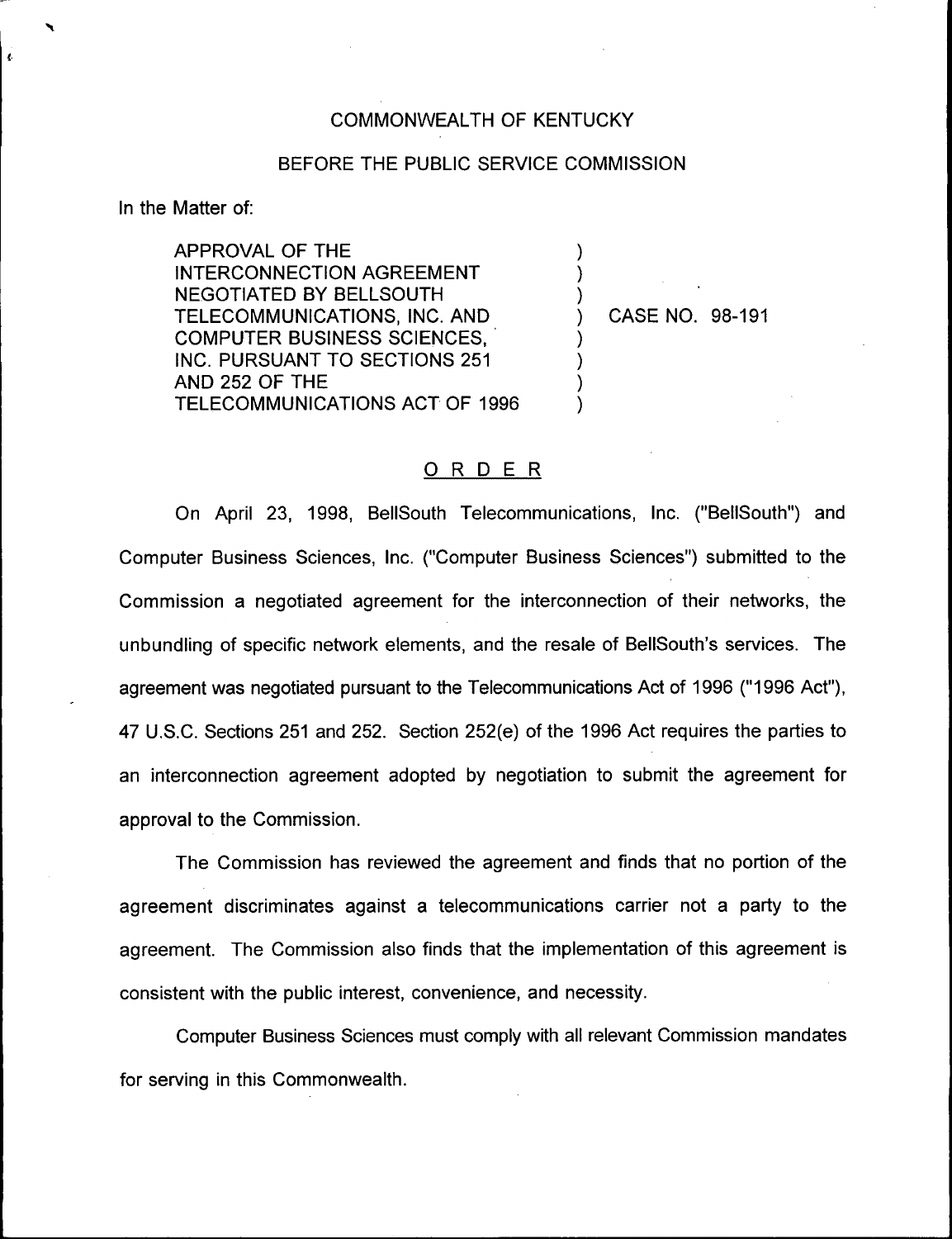COMMONWEALTH OF KENTUCKY

BEFORE THE PUBLIC SERVICE COMMISSION

In the Matter of:

APPROVAL OF THE INTERCONNECTION AGREEMENT NEGOTIATED BY BELLSOUTH TELECOMMUNICATIONS, INC. AND COMPUTER BUSINESS SCIENCES, INC. PURSUANT TO SECTIONS 251 AND 252 OF THE TELECOMMUNICATIONS ACT OF 1996 ) CASE NO. 98-191

## ORDER

On April 23, 1998, BellSouth Telecommunications, Inc. ("BellSouth") and Computer Business Sciences, Inc. ("Computer Business Sciences") submitted to the Commission a negotiated agreement for the interconnection of their networks, the unbundling of specific network elements, and the resale of BellSouth's services. The agreement was negotiated pursuant to the Telecommunications Act of 1996 ("1996 Act"), 47 U.S.C. Sections 251 and 252. Section 252(e) of the 1996 Act requires the parties to an interconnection agreement adopted by negotiation to submit the agreement for approval to the Commission.

The Commission has reviewed the agreement and finds that no portion of the agreement discriminates against a telecommunications carrier not a party to the agreement. The Commission also finds that the implementation of this agreement is consistent with the public interest, convenience, and necessity.

Computer Business Sciences must comply with all relevant Commission mandates for serving in this Commonwealth.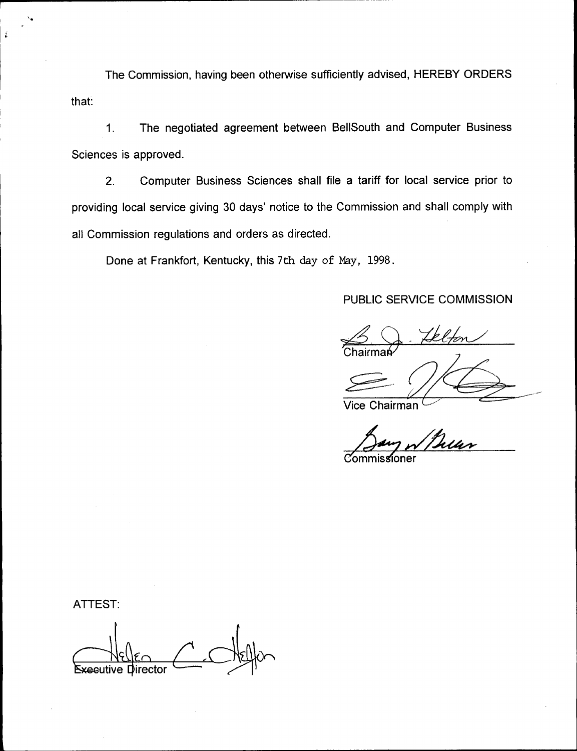The Commission, having been otherwise sufficiently advised, HEREBY ORDERS that:

1. The negotiated agreement between BellSouth and Computer Business Sciences is approved.

2. Computer Business Sciences shall file a tariff for local service prior to providing local service giving 30 days' notice to the Commission and shall comply with all Commission regulations and orders as directed.

Done at Frankfort, Kentucky, this 7th day of May, 1998.

PUBLIC SERVICE COMMISSION

Chairman

Vice Chairman

Commissioner

ATTEST:

Executive Director